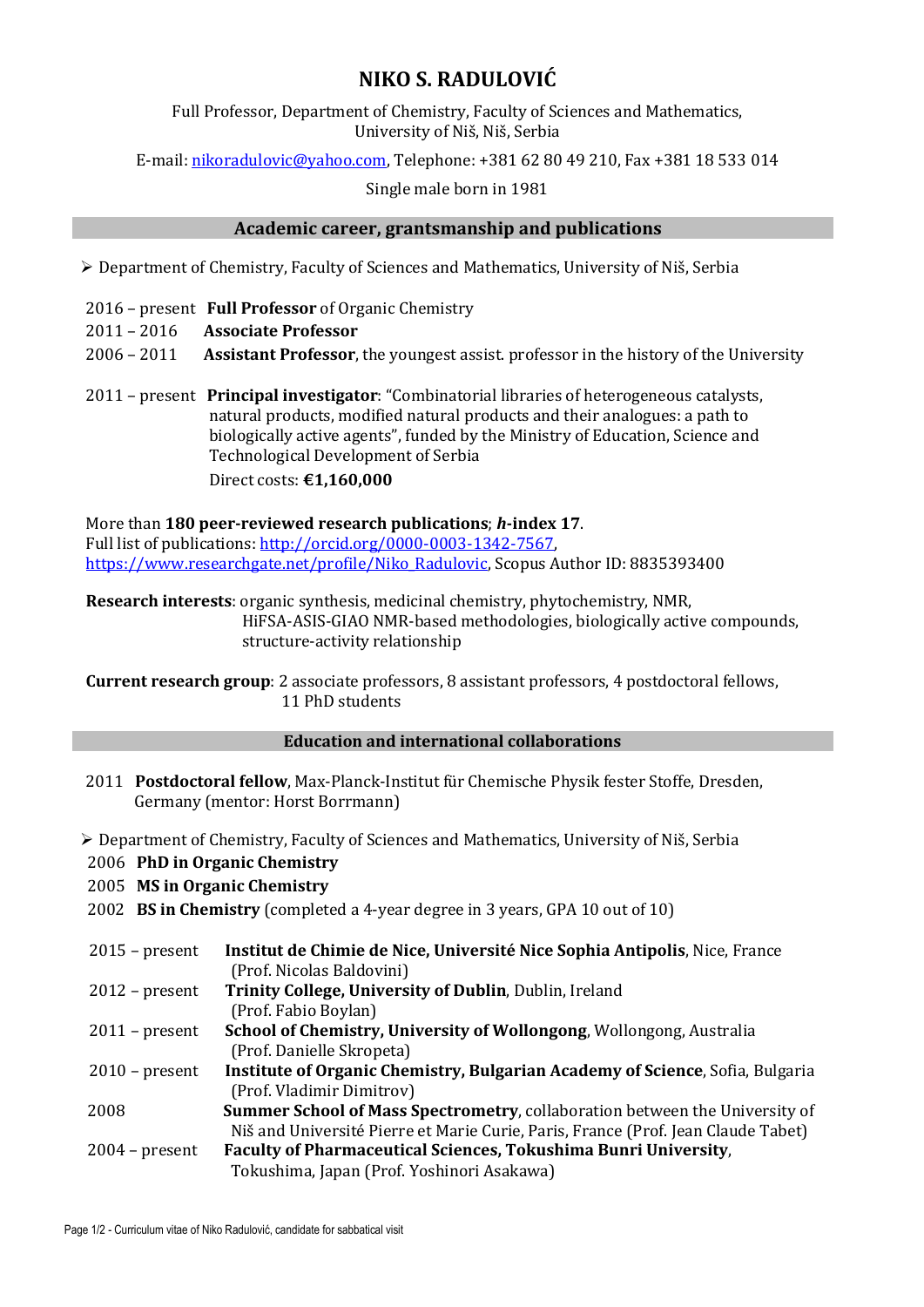# NIKO S. RADULOVIĆ

Full Professor, Department of Chemistry, Faculty of Sciences and Mathematics, University of Niš, Niš, Serbia

E-mail: nikoradulovic@yahoo.com, Telephone: +381 62 80 49 210, Fax +381 18 533 014

Single male born in 1981

## Academic career, grantsmanship and publications

- Department of Chemistry, Faculty of Sciences and Mathematics, University of Niš, Serbia

2016 – present **Full Professor** of Organic Chemistry
2011 – 2016 **Associate Professor**
2006 – 2011 **Assistant Professor**, the youngest assist. professor in the history of the University

2011 – present **Principal investigator**: "Combinatorial libraries of heterogeneous catalysts, natural products, modified natural products and their analogues: a path to biologically active agents", funded by the Ministry of Education, Science and Technological Development of Serbia
Direct costs: **€1,160,000**

More than **180 peer-reviewed research publications**; ***h*-index 17**.
Full list of publications: http://orcid.org/0000-0003-1342-7567, https://www.researchgate.net/profile/Niko_Radulovic, Scopus Author ID: 8835393400

**Research interests**: organic synthesis, medicinal chemistry, phytochemistry, NMR, HiFSA-ASIS-GIAO NMR-based methodologies, biologically active compounds, structure-activity relationship

**Current research group**: 2 associate professors, 8 assistant professors, 4 postdoctoral fellows, 11 PhD students

## Education and international collaborations

2011 **Postdoctoral fellow**, Max-Planck-Institut für Chemische Physik fester Stoffe, Dresden, Germany (mentor: Horst Borrmann)

- Department of Chemistry, Faculty of Sciences and Mathematics, University of Niš, Serbia

2006 **PhD in Organic Chemistry**
2005 **MS in Organic Chemistry**
2002 **BS in Chemistry** (completed a 4-year degree in 3 years, GPA 10 out of 10)

2015 – present **Institut de Chimie de Nice, Université Nice Sophia Antipolis**, Nice, France (Prof. Nicolas Baldovini)
2012 – present **Trinity College, University of Dublin**, Dublin, Ireland (Prof. Fabio Boylan)
2011 – present **School of Chemistry, University of Wollongong**, Wollongong, Australia (Prof. Danielle Skropeta)
2010 – present **Institute of Organic Chemistry, Bulgarian Academy of Science**, Sofia, Bulgaria (Prof. Vladimir Dimitrov)
2008 **Summer School of Mass Spectrometry**, collaboration between the University of Niš and Université Pierre et Marie Curie, Paris, France (Prof. Jean Claude Tabet)
2004 – present **Faculty of Pharmaceutical Sciences, Tokushima Bunri University**, Tokushima, Japan (Prof. Yoshinori Asakawa)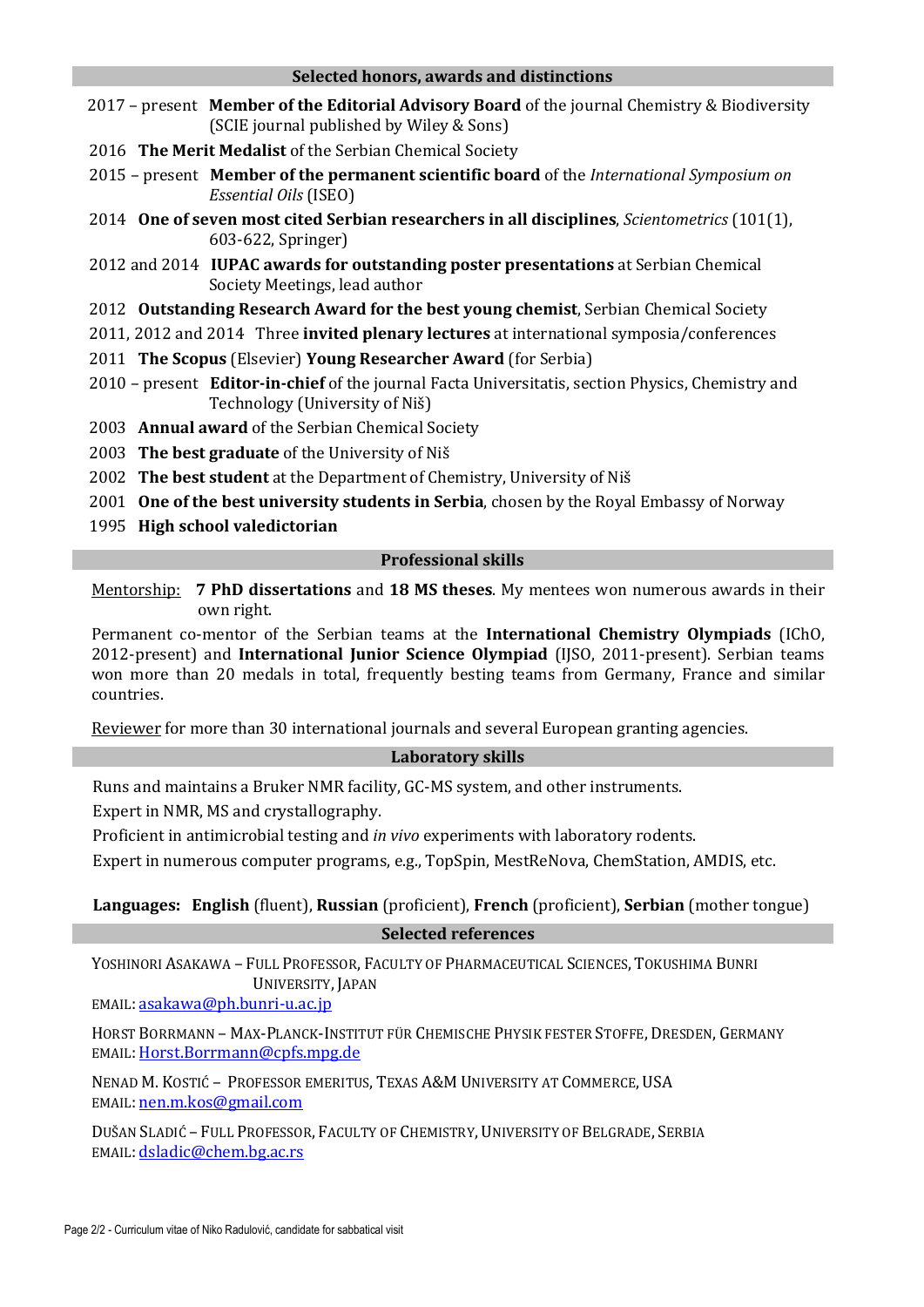## Selected honors, awards and distinctions

- 2017 – present **Member of the Editorial Advisory Board** of the journal Chemistry & Biodiversity (SCIE journal published by Wiley & Sons)
- 2016 **The Merit Medalist** of the Serbian Chemical Society
- 2015 – present **Member of the permanent scientific board** of the *International Symposium on Essential Oils* (ISEO)
- 2014 **One of seven most cited Serbian researchers in all disciplines**, *Scientometrics* (101(1), 603-622, Springer)
- 2012 and 2014 **IUPAC awards for outstanding poster presentations** at Serbian Chemical Society Meetings, lead author
- 2012 **Outstanding Research Award for the best young chemist**, Serbian Chemical Society
- 2011, 2012 and 2014 Three **invited plenary lectures** at international symposia/conferences
- 2011 **The Scopus** (Elsevier) **Young Researcher Award** (for Serbia)
- 2010 – present **Editor-in-chief** of the journal Facta Universitatis, section Physics, Chemistry and Technology (University of Niš)
- 2003 **Annual award** of the Serbian Chemical Society
- 2003 **The best graduate** of the University of Niš
- 2002 **The best student** at the Department of Chemistry, University of Niš
- 2001 **One of the best university students in Serbia**, chosen by the Royal Embassy of Norway
- 1995 **High school valedictorian**

## Professional skills

Mentorship: **7 PhD dissertations** and **18 MS theses**. My mentees won numerous awards in their own right.

Permanent co-mentor of the Serbian teams at the **International Chemistry Olympiads** (IChO, 2012-present) and **International Junior Science Olympiad** (IJSO, 2011-present). Serbian teams won more than 20 medals in total, frequently besting teams from Germany, France and similar countries.

Reviewer for more than 30 international journals and several European granting agencies.

## Laboratory skills

Runs and maintains a Bruker NMR facility, GC-MS system, and other instruments.

Expert in NMR, MS and crystallography.

Proficient in antimicrobial testing and *in vivo* experiments with laboratory rodents.

Expert in numerous computer programs, e.g., TopSpin, MestReNova, ChemStation, AMDIS, etc.

**Languages: English** (fluent), **Russian** (proficient), **French** (proficient), **Serbian** (mother tongue)

## Selected references

Yoshinori Asakawa – Full Professor, Faculty of Pharmaceutical Sciences, Tokushima Bunri University, Japan
Email: asakawa@ph.bunri-u.ac.jp

Horst Borrmann – Max-Planck-Institut für Chemische Physik fester Stoffe, Dresden, Germany
Email: Horst.Borrmann@cpfs.mpg.de

Nenad M. Kostić – Professor emeritus, Texas A&M University at Commerce, USA
Email: nen.m.kos@gmail.com

Dušan Sladić – Full Professor, Faculty of Chemistry, University of Belgrade, Serbia
Email: dsladic@chem.bg.ac.rs